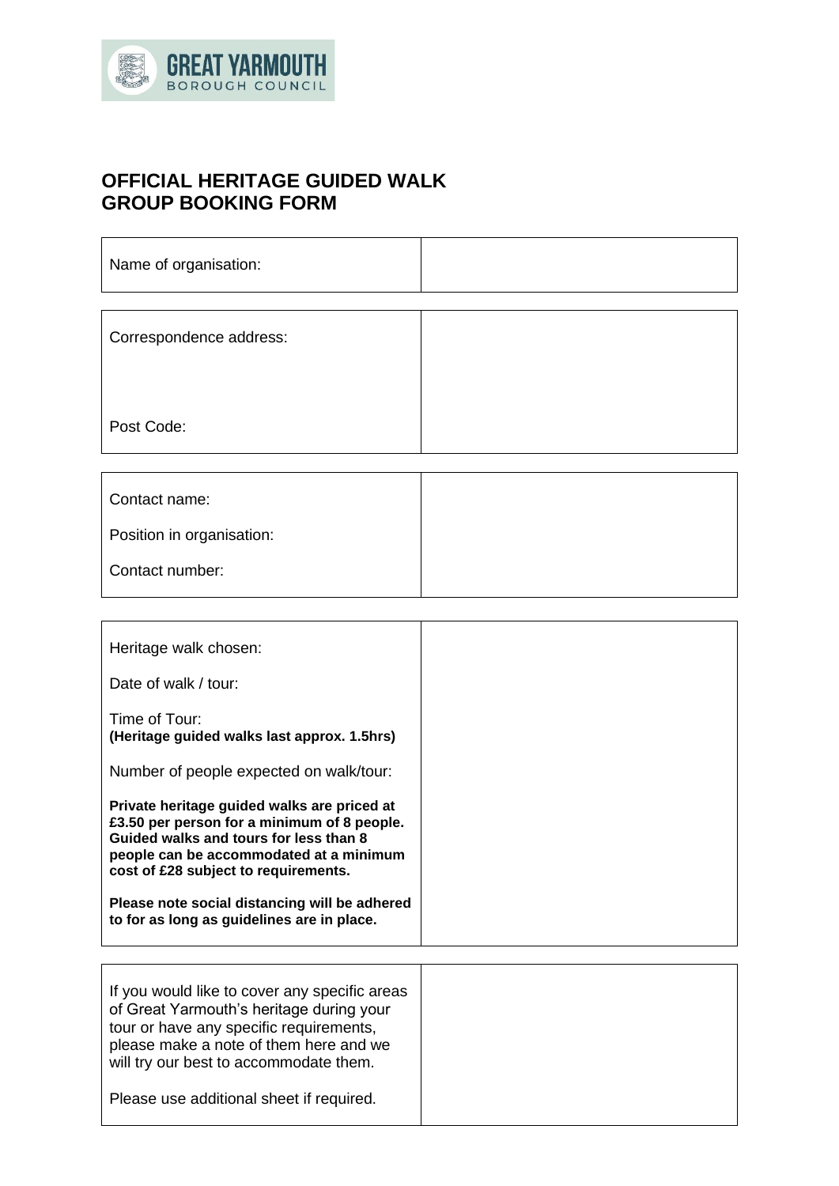GREAT YARMOUTH
BOROUGH COUNCIL

# OFFICIAL HERITAGE GUIDED WALK GROUP BOOKING FORM

| Name of organisation: | |
|---|---|

| Correspondence address:<br><br><br>Post Code: | |
|---|---|

| Contact name:<br><br>Position in organisation:<br><br>Contact number: | |
|---|---|

| Heritage walk chosen:<br><br>Date of walk / tour:<br><br>Time of Tour:<br>**(Heritage guided walks last approx. 1.5hrs)**<br><br>Number of people expected on walk/tour:<br><br>**Private heritage guided walks are priced at £3.50 per person for a minimum of 8 people. Guided walks and tours for less than 8 people can be accommodated at a minimum cost of £28 subject to requirements.**<br><br>**Please note social distancing will be adhered to for as long as guidelines are in place.** | |
|---|---|

| If you would like to cover any specific areas of Great Yarmouth's heritage during your tour or have any specific requirements, please make a note of them here and we will try our best to accommodate them.<br><br>Please use additional sheet if required. | |
|---|---|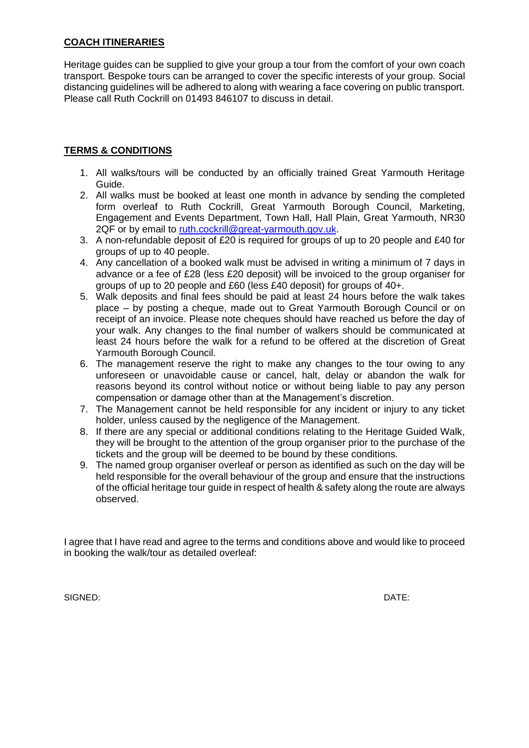## COACH ITINERARIES

Heritage guides can be supplied to give your group a tour from the comfort of your own coach transport. Bespoke tours can be arranged to cover the specific interests of your group. Social distancing guidelines will be adhered to along with wearing a face covering on public transport. Please call Ruth Cockrill on 01493 846107 to discuss in detail.

## TERMS & CONDITIONS

1. All walks/tours will be conducted by an officially trained Great Yarmouth Heritage Guide.
2. All walks must be booked at least one month in advance by sending the completed form overleaf to Ruth Cockrill, Great Yarmouth Borough Council, Marketing, Engagement and Events Department, Town Hall, Hall Plain, Great Yarmouth, NR30 2QF or by email to [ruth.cockrill@great-yarmouth.gov.uk](mailto:ruth.cockrill@great-yarmouth.gov.uk).
3. A non-refundable deposit of £20 is required for groups of up to 20 people and £40 for groups of up to 40 people.
4. Any cancellation of a booked walk must be advised in writing a minimum of 7 days in advance or a fee of £28 (less £20 deposit) will be invoiced to the group organiser for groups of up to 20 people and £60 (less £40 deposit) for groups of 40+.
5. Walk deposits and final fees should be paid at least 24 hours before the walk takes place – by posting a cheque, made out to Great Yarmouth Borough Council or on receipt of an invoice. Please note cheques should have reached us before the day of your walk. Any changes to the final number of walkers should be communicated at least 24 hours before the walk for a refund to be offered at the discretion of Great Yarmouth Borough Council.
6. The management reserve the right to make any changes to the tour owing to any unforeseen or unavoidable cause or cancel, halt, delay or abandon the walk for reasons beyond its control without notice or without being liable to pay any person compensation or damage other than at the Management's discretion.
7. The Management cannot be held responsible for any incident or injury to any ticket holder, unless caused by the negligence of the Management.
8. If there are any special or additional conditions relating to the Heritage Guided Walk, they will be brought to the attention of the group organiser prior to the purchase of the tickets and the group will be deemed to be bound by these conditions.
9. The named group organiser overleaf or person as identified as such on the day will be held responsible for the overall behaviour of the group and ensure that the instructions of the official heritage tour guide in respect of health & safety along the route are always observed.

I agree that I have read and agree to the terms and conditions above and would like to proceed in booking the walk/tour as detailed overleaf:

SIGNED: DATE: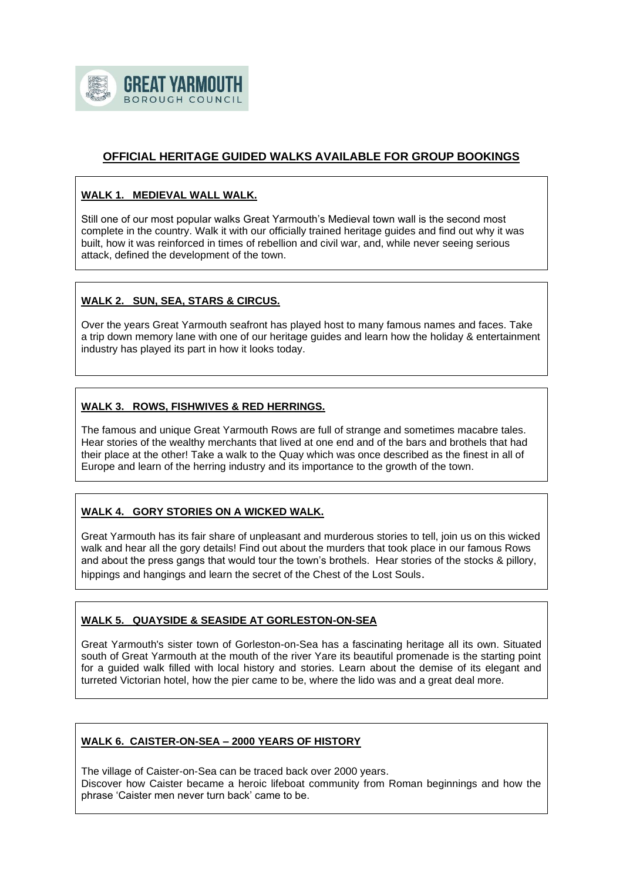GREAT YARMOUTH BOROUGH COUNCIL

## OFFICIAL HERITAGE GUIDED WALKS AVAILABLE FOR GROUP BOOKINGS

### WALK 1. MEDIEVAL WALL WALK.

Still one of our most popular walks Great Yarmouth's Medieval town wall is the second most complete in the country. Walk it with our officially trained heritage guides and find out why it was built, how it was reinforced in times of rebellion and civil war, and, while never seeing serious attack, defined the development of the town.

### WALK 2. SUN, SEA, STARS & CIRCUS.

Over the years Great Yarmouth seafront has played host to many famous names and faces. Take a trip down memory lane with one of our heritage guides and learn how the holiday & entertainment industry has played its part in how it looks today.

### WALK 3. ROWS, FISHWIVES & RED HERRINGS.

The famous and unique Great Yarmouth Rows are full of strange and sometimes macabre tales. Hear stories of the wealthy merchants that lived at one end and of the bars and brothels that had their place at the other! Take a walk to the Quay which was once described as the finest in all of Europe and learn of the herring industry and its importance to the growth of the town.

### WALK 4. GORY STORIES ON A WICKED WALK.

Great Yarmouth has its fair share of unpleasant and murderous stories to tell, join us on this wicked walk and hear all the gory details! Find out about the murders that took place in our famous Rows and about the press gangs that would tour the town's brothels. Hear stories of the stocks & pillory, hippings and hangings and learn the secret of the Chest of the Lost Souls.

### WALK 5. QUAYSIDE & SEASIDE AT GORLESTON-ON-SEA

Great Yarmouth's sister town of Gorleston-on-Sea has a fascinating heritage all its own. Situated south of Great Yarmouth at the mouth of the river Yare its beautiful promenade is the starting point for a guided walk filled with local history and stories. Learn about the demise of its elegant and turreted Victorian hotel, how the pier came to be, where the lido was and a great deal more.

### WALK 6. CAISTER-ON-SEA – 2000 YEARS OF HISTORY

The village of Caister-on-Sea can be traced back over 2000 years.
Discover how Caister became a heroic lifeboat community from Roman beginnings and how the phrase 'Caister men never turn back' came to be.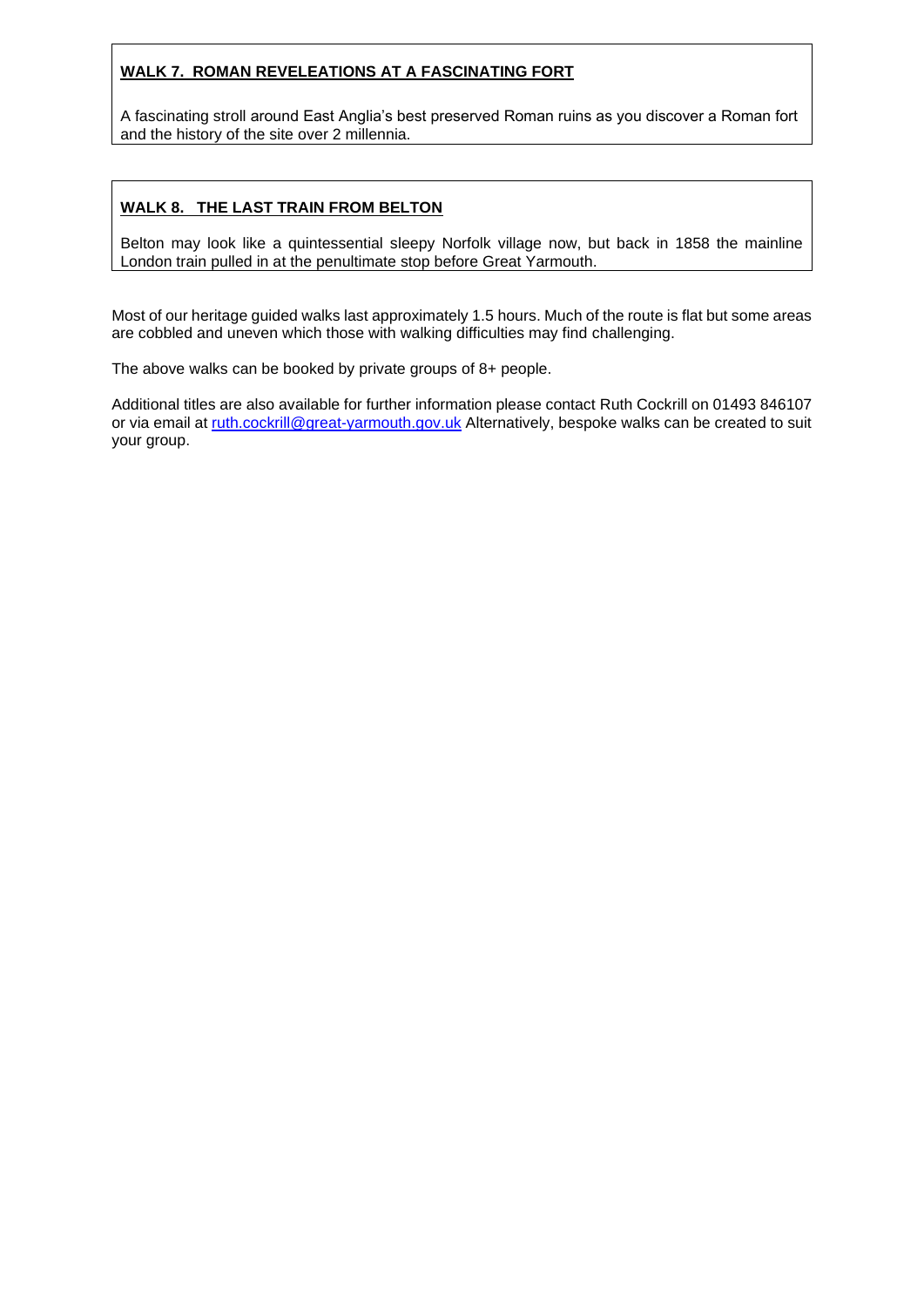**WALK 7. ROMAN REVELEATIONS AT A FASCINATING FORT**

A fascinating stroll around East Anglia's best preserved Roman ruins as you discover a Roman fort and the history of the site over 2 millennia.

**WALK 8. THE LAST TRAIN FROM BELTON**

Belton may look like a quintessential sleepy Norfolk village now, but back in 1858 the mainline London train pulled in at the penultimate stop before Great Yarmouth.

Most of our heritage guided walks last approximately 1.5 hours. Much of the route is flat but some areas are cobbled and uneven which those with walking difficulties may find challenging.

The above walks can be booked by private groups of 8+ people.

Additional titles are also available for further information please contact Ruth Cockrill on 01493 846107 or via email at ruth.cockrill@great-yarmouth.gov.uk Alternatively, bespoke walks can be created to suit your group.